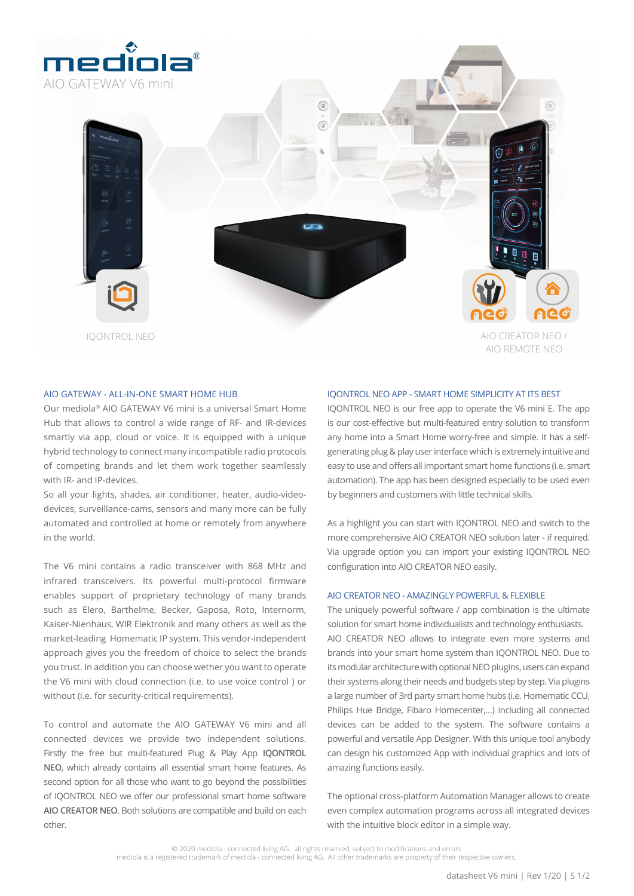# mediola®

AIO GATEWAY V6 mini

IQONTROL NEO

AIO CREATOR NEO / AIO REMOTE NEO

## AIO GATEWAY - ALL-IN-ONE SMART HOME HUB

Our mediola® AIO GATEWAY V6 mini is a universal Smart Home Hub that allows to control a wide range of RF- and IR-devices smartly via app, cloud or voice. It is equipped with a unique hybrid technology to connect many incompatible radio protocols of competing brands and let them work together seamlessly with IR- and IP-devices.

So all your lights, shades, air conditioner, heater, audio-video-devices, surveillance-cams, sensors and many more can be fully automated and controlled at home or remotely from anywhere in the world.

The V6 mini contains a radio transceiver with 868 MHz and infrared transceivers. Its powerful multi-protocol firmware enables support of proprietary technology of many brands such as Elero, Barthelme, Becker, Gaposa, Roto, Internorm, Kaiser-Nienhaus, WIR Elektronik and many others as well as the market-leading Homematic IP system. This vendor-independent approach gives you the freedom of choice to select the brands you trust. In addition you can choose wether you want to operate the V6 mini with cloud connection (i.e. to use voice control ) or without (i.e. for security-critical requirements).

To control and automate the AIO GATEWAY V6 mini and all connected devices we provide two independent solutions. Firstly the free but multi-featured Plug & Play App **IQONTROL NEO**, which already contains all essential smart home features. As second option for all those who want to go beyond the possibilities of IQONTROL NEO we offer our professional smart home software **AIO CREATOR NEO**. Both solutions are compatible and build on each other.

## IQONTROL NEO APP - SMART HOME SIMPLICITY AT ITS BEST

IQONTROL NEO is our free app to operate the V6 mini E. The app is our cost-effective but multi-featured entry solution to transform any home into a Smart Home worry-free and simple. It has a self-generating plug & play user interface which is extremely intuitive and easy to use and offers all important smart home functions (i.e. smart automation). The app has been designed especially to be used even by beginners and customers with little technical skills.

As a highlight you can start with IQONTROL NEO and switch to the more comprehensive AIO CREATOR NEO solution later - if required. Via upgrade option you can import your existing IQONTROL NEO configuration into AIO CREATOR NEO easily.

## AIO CREATOR NEO - AMAZINGLY POWERFUL & FLEXIBLE

The uniquely powerful software / app combination is the ultimate solution for smart home individualists and technology enthusiasts. AIO CREATOR NEO allows to integrate even more systems and brands into your smart home system than IQONTROL NEO. Due to its modular architecture with optional NEO plugins, users can expand their systems along their needs and budgets step by step. Via plugins a large number of 3rd party smart home hubs (i.e. Homematic CCU, Philips Hue Bridge, Fibaro Homecenter,...) including all connected devices can be added to the system. The software contains a powerful and versatile App Designer. With this unique tool anybody can design his customized App with individual graphics and lots of amazing functions easily.

The optional cross-platform Automation Manager allows to create even complex automation programs across all integrated devices with the intuitive block editor in a simple way.

© 2020 mediola - connected living AG. all rights reserved, subject to modifications and errors
mediola is a registered trademark of mediola - connected living AG. All other trademarks are property of their respective owners.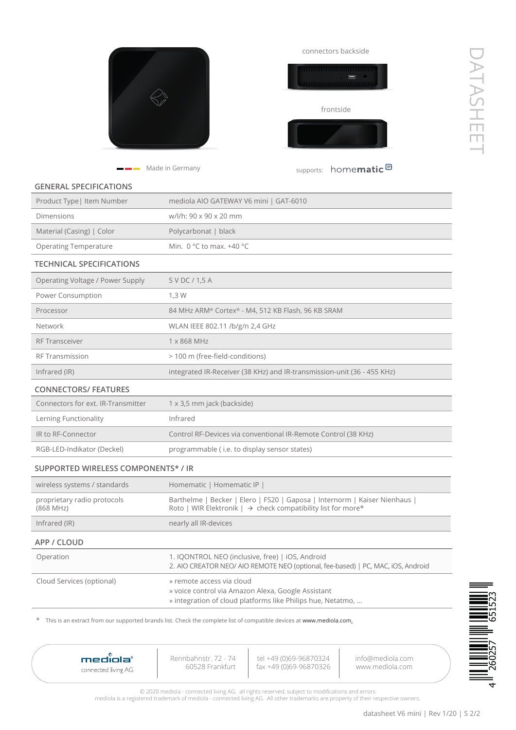DATASHEET

connectors backside

frontside

Made in Germany

supports: homematic IP

## GENERAL SPECIFICATIONS

| | |
|---|---|
| Product Type\| Item Number | mediola AIO GATEWAY V6 mini \| GAT-6010 |
| Dimensions | w/l/h: 90 x 90 x 20 mm |
| Material (Casing) \| Color | Polycarbonat \| black |
| Operating Temperature | Min. 0 °C to max. +40 °C |

## TECHNICAL SPECIFICATIONS

| | |
|---|---|
| Operating Voltage / Power Supply | 5 V DC / 1,5 A |
| Power Consumption | 1,3 W |
| Processor | 84 MHz ARM® Cortex® - M4, 512 KB Flash, 96 KB SRAM |
| Network | WLAN IEEE 802.11 /b/g/n 2,4 GHz |
| RF Transceiver | 1 x 868 MHz |
| RF Transmission | > 100 m (free-field-conditions) |
| Infrared (IR) | integrated IR-Receiver (38 KHz) and IR-transmission-unit (36 - 455 KHz) |

## CONNECTORS/ FEATURES

| | |
|---|---|
| Connectors for ext. IR-Transmitter | 1 x 3,5 mm jack (backside) |
| Lerning Functionality | Infrared |
| IR to RF-Connector | Control RF-Devices via conventional IR-Remote Control (38 KHz) |
| RGB-LED-Indikator (Deckel) | programmable ( i.e. to display sensor states) |

## SUPPORTED WIRELESS COMPONENTS* / IR

| | |
|---|---|
| wireless systems / standards | Homematic \| Homematic IP \| |
| proprietary radio protocols (868 MHz) | Barthelme \| Becker \| Elero \| FS20 \| Gaposa \| Internorm \| Kaiser Nienhaus \| Roto \| WIR Elektronik \| → check compatibility list for more* |
| Infrared (IR) | nearly all IR-devices |

## APP / CLOUD

| | |
|---|---|
| Operation | 1. IQONTROL NEO (inclusive, free) \| iOS, Android<br>2. AIO CREATOR NEO/ AIO REMOTE NEO (optional, fee-based) \| PC, MAC, iOS, Android |
| Cloud Services (optional) | » remote access via cloud<br>» voice control via Amazon Alexa, Google Assistant<br>» integration of cloud platforms like Philips hue, Netatmo, ... |

\* This is an extract from our supported brands list. Check the complete list of compatible devices at www.mediola.com.

mediola® connected living AG | Rennbahnstr. 72 - 74, 60528 Frankfurt | tel +49 (0)69-96870324, fax +49 (0)69-96870326 | info@mediola.com, www.mediola.com

4 260257 651523

© 2020 mediola - connected living AG. all rights reserved, subject to modifications and errors
mediola is a registered trademark of mediola - connected living AG. All other trademarks are property of their respective owners.